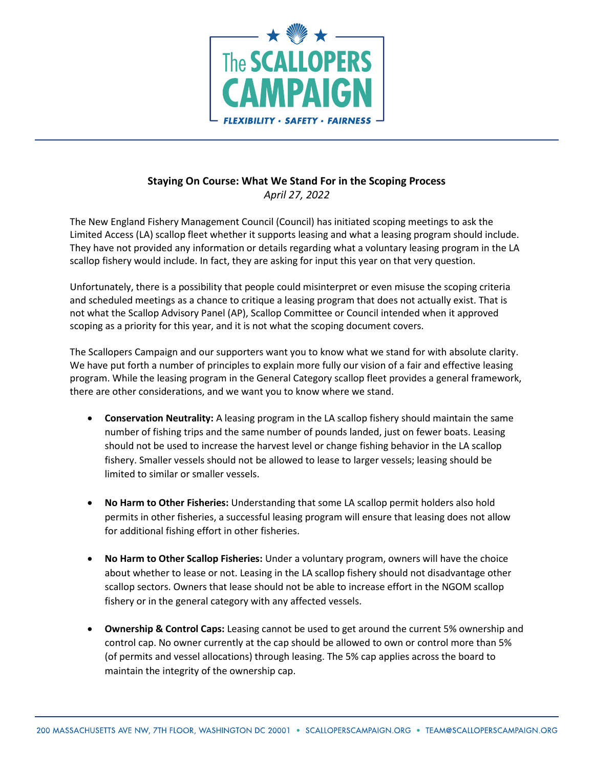The SCALLOPERS CAMPAIGN

FLEXIBILITY · SAFETY · FAIRNESS

**Staying On Course: What We Stand For in the Scoping Process**

*April 27, 2022*

The New England Fishery Management Council (Council) has initiated scoping meetings to ask the Limited Access (LA) scallop fleet whether it supports leasing and what a leasing program should include. They have not provided any information or details regarding what a voluntary leasing program in the LA scallop fishery would include. In fact, they are asking for input this year on that very question.

Unfortunately, there is a possibility that people could misinterpret or even misuse the scoping criteria and scheduled meetings as a chance to critique a leasing program that does not actually exist. That is not what the Scallop Advisory Panel (AP), Scallop Committee or Council intended when it approved scoping as a priority for this year, and it is not what the scoping document covers.

The Scallopers Campaign and our supporters want you to know what we stand for with absolute clarity. We have put forth a number of principles to explain more fully our vision of a fair and effective leasing program. While the leasing program in the General Category scallop fleet provides a general framework, there are other considerations, and we want you to know where we stand.

- **Conservation Neutrality:** A leasing program in the LA scallop fishery should maintain the same number of fishing trips and the same number of pounds landed, just on fewer boats. Leasing should not be used to increase the harvest level or change fishing behavior in the LA scallop fishery. Smaller vessels should not be allowed to lease to larger vessels; leasing should be limited to similar or smaller vessels.

- **No Harm to Other Fisheries:** Understanding that some LA scallop permit holders also hold permits in other fisheries, a successful leasing program will ensure that leasing does not allow for additional fishing effort in other fisheries.

- **No Harm to Other Scallop Fisheries:** Under a voluntary program, owners will have the choice about whether to lease or not. Leasing in the LA scallop fishery should not disadvantage other scallop sectors. Owners that lease should not be able to increase effort in the NGOM scallop fishery or in the general category with any affected vessels.

- **Ownership & Control Caps:** Leasing cannot be used to get around the current 5% ownership and control cap. No owner currently at the cap should be allowed to own or control more than 5% (of permits and vessel allocations) through leasing. The 5% cap applies across the board to maintain the integrity of the ownership cap.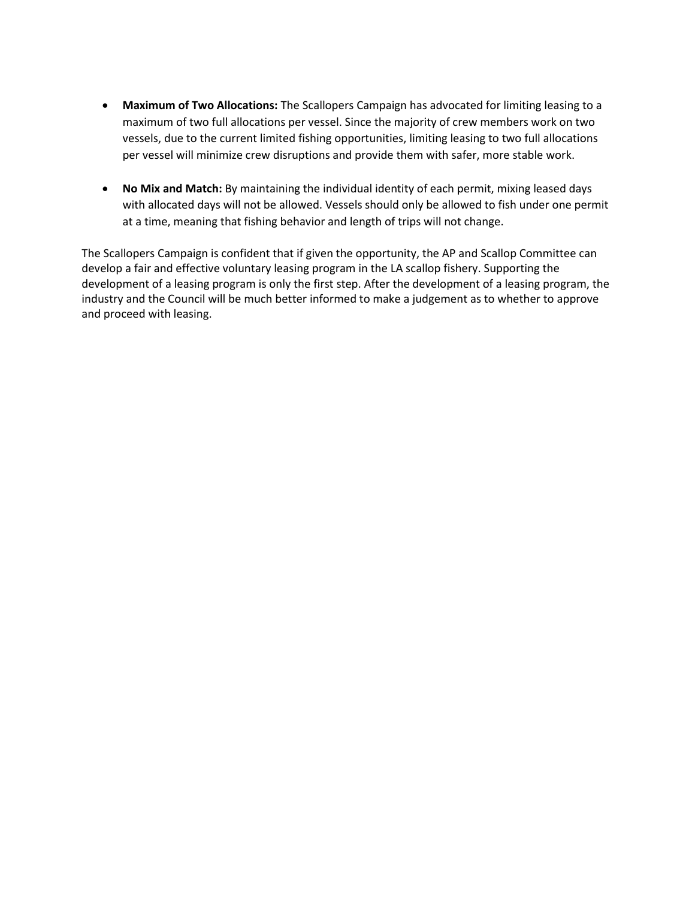- **Maximum of Two Allocations:** The Scallopers Campaign has advocated for limiting leasing to a maximum of two full allocations per vessel. Since the majority of crew members work on two vessels, due to the current limited fishing opportunities, limiting leasing to two full allocations per vessel will minimize crew disruptions and provide them with safer, more stable work.

- **No Mix and Match:** By maintaining the individual identity of each permit, mixing leased days with allocated days will not be allowed. Vessels should only be allowed to fish under one permit at a time, meaning that fishing behavior and length of trips will not change.

The Scallopers Campaign is confident that if given the opportunity, the AP and Scallop Committee can develop a fair and effective voluntary leasing program in the LA scallop fishery. Supporting the development of a leasing program is only the first step. After the development of a leasing program, the industry and the Council will be much better informed to make a judgement as to whether to approve and proceed with leasing.